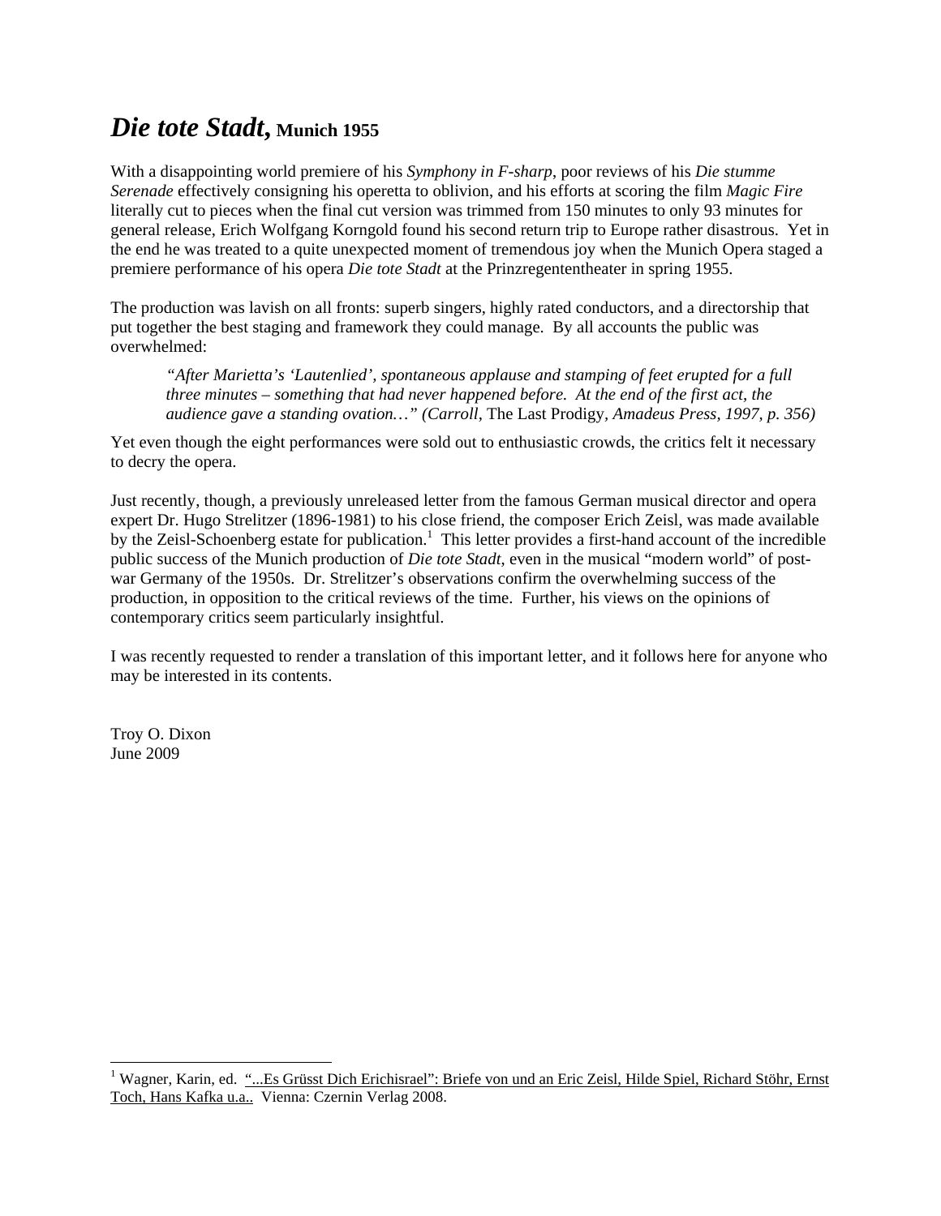# *Die tote Stadt*, Munich 1955

With a disappointing world premiere of his *Symphony in F-sharp*, poor reviews of his *Die stumme Serenade* effectively consigning his operetta to oblivion, and his efforts at scoring the film *Magic Fire* literally cut to pieces when the final cut version was trimmed from 150 minutes to only 93 minutes for general release, Erich Wolfgang Korngold found his second return trip to Europe rather disastrous. Yet in the end he was treated to a quite unexpected moment of tremendous joy when the Munich Opera staged a premiere performance of his opera *Die tote Stadt* at the Prinzregententheater in spring 1955.

The production was lavish on all fronts: superb singers, highly rated conductors, and a directorship that put together the best staging and framework they could manage. By all accounts the public was overwhelmed:

> *"After Marietta's 'Lautenlied', spontaneous applause and stamping of feet erupted for a full three minutes – something that had never happened before. At the end of the first act, the audience gave a standing ovation…" (Carroll,* The Last Prodigy*, Amadeus Press, 1997, p. 356)*

Yet even though the eight performances were sold out to enthusiastic crowds, the critics felt it necessary to decry the opera.

Just recently, though, a previously unreleased letter from the famous German musical director and opera expert Dr. Hugo Strelitzer (1896-1981) to his close friend, the composer Erich Zeisl, was made available by the Zeisl-Schoenberg estate for publication.[1] This letter provides a first-hand account of the incredible public success of the Munich production of *Die tote Stadt*, even in the musical "modern world" of post-war Germany of the 1950s. Dr. Strelitzer's observations confirm the overwhelming success of the production, in opposition to the critical reviews of the time. Further, his views on the opinions of contemporary critics seem particularly insightful.

I was recently requested to render a translation of this important letter, and it follows here for anyone who may be interested in its contents.

Troy O. Dixon  
June 2009

---

[1] Wagner, Karin, ed. "...Es Grüsst Dich Erichisrael": Briefe von und an Eric Zeisl, Hilde Spiel, Richard Stöhr, Ernst Toch, Hans Kafka u.a.. Vienna: Czernin Verlag 2008.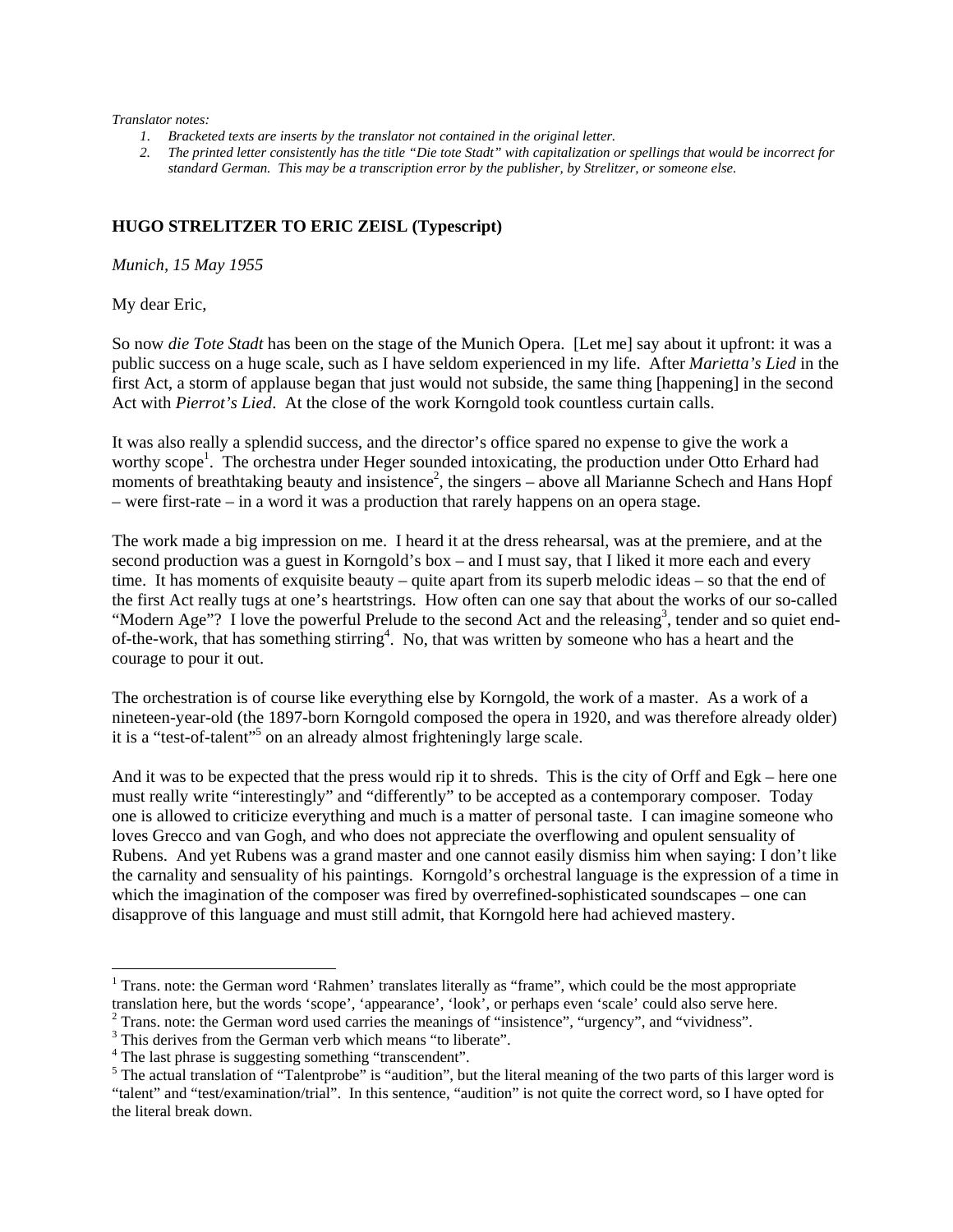*Translator notes:*

1. *Bracketed texts are inserts by the translator not contained in the original letter.*
2. *The printed letter consistently has the title "Die tote Stadt" with capitalization or spellings that would be incorrect for standard German. This may be a transcription error by the publisher, by Strelitzer, or someone else.*

**HUGO STRELITZER TO ERIC ZEISL (Typescript)**

*Munich, 15 May 1955*

My dear Eric,

So now *die Tote Stadt* has been on the stage of the Munich Opera. [Let me] say about it upfront: it was a public success on a huge scale, such as I have seldom experienced in my life. After *Marietta's Lied* in the first Act, a storm of applause began that just would not subside, the same thing [happening] in the second Act with *Pierrot's Lied*. At the close of the work Korngold took countless curtain calls.

It was also really a splendid success, and the director's office spared no expense to give the work a worthy scope[1]. The orchestra under Heger sounded intoxicating, the production under Otto Erhard had moments of breathtaking beauty and insistence[2], the singers – above all Marianne Schech and Hans Hopf – were first-rate – in a word it was a production that rarely happens on an opera stage.

The work made a big impression on me. I heard it at the dress rehearsal, was at the premiere, and at the second production was a guest in Korngold's box – and I must say, that I liked it more each and every time. It has moments of exquisite beauty – quite apart from its superb melodic ideas – so that the end of the first Act really tugs at one's heartstrings. How often can one say that about the works of our so-called "Modern Age"? I love the powerful Prelude to the second Act and the releasing[3], tender and so quiet end-of-the-work, that has something stirring[4]. No, that was written by someone who has a heart and the courage to pour it out.

The orchestration is of course like everything else by Korngold, the work of a master. As a work of a nineteen-year-old (the 1897-born Korngold composed the opera in 1920, and was therefore already older) it is a "test-of-talent"[5] on an already almost frighteningly large scale.

And it was to be expected that the press would rip it to shreds. This is the city of Orff and Egk – here one must really write "interestingly" and "differently" to be accepted as a contemporary composer. Today one is allowed to criticize everything and much is a matter of personal taste. I can imagine someone who loves Grecco and van Gogh, and who does not appreciate the overflowing and opulent sensuality of Rubens. And yet Rubens was a grand master and one cannot easily dismiss him when saying: I don't like the carnality and sensuality of his paintings. Korngold's orchestral language is the expression of a time in which the imagination of the composer was fired by overrefined-sophisticated soundscapes – one can disapprove of this language and must still admit, that Korngold here had achieved mastery.

---

[1] Trans. note: the German word 'Rahmen' translates literally as "frame", which could be the most appropriate translation here, but the words 'scope', 'appearance', 'look', or perhaps even 'scale' could also serve here.

[2] Trans. note: the German word used carries the meanings of "insistence", "urgency", and "vividness".

[3] This derives from the German verb which means "to liberate".

[4] The last phrase is suggesting something "transcendent".

[5] The actual translation of "Talentprobe" is "audition", but the literal meaning of the two parts of this larger word is "talent" and "test/examination/trial". In this sentence, "audition" is not quite the correct word, so I have opted for the literal break down.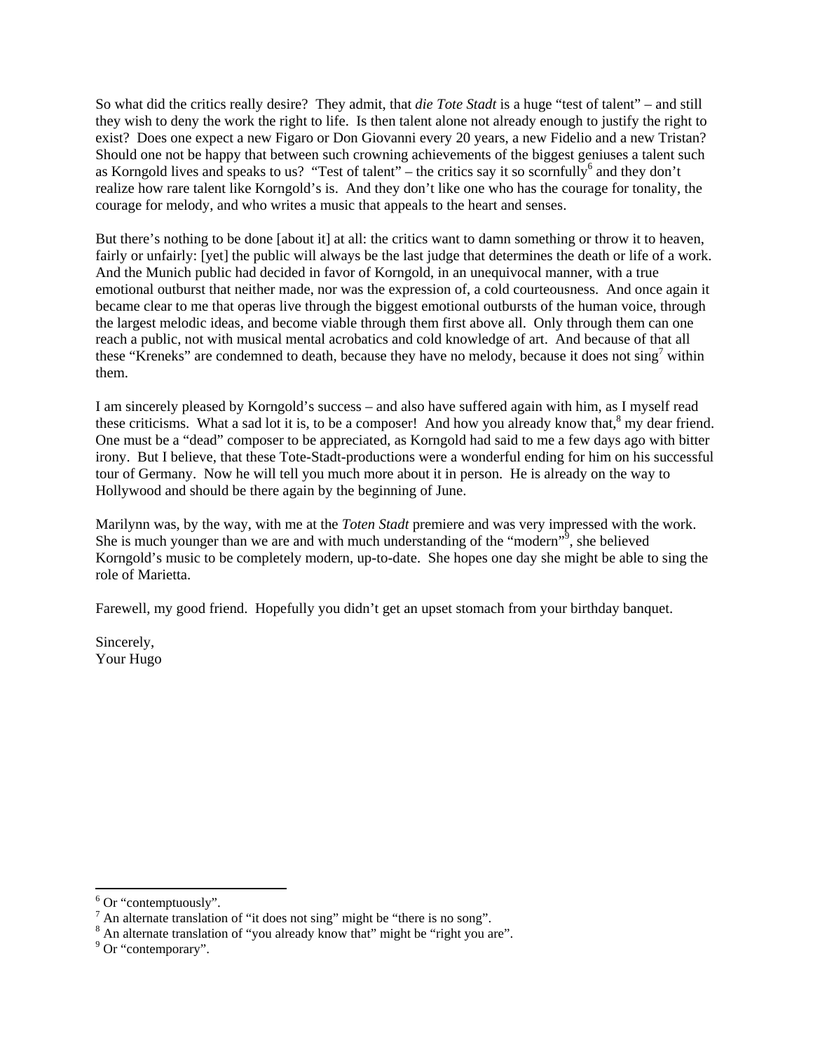So what did the critics really desire? They admit, that *die Tote Stadt* is a huge "test of talent" – and still they wish to deny the work the right to life. Is then talent alone not already enough to justify the right to exist? Does one expect a new Figaro or Don Giovanni every 20 years, a new Fidelio and a new Tristan? Should one not be happy that between such crowning achievements of the biggest geniuses a talent such as Korngold lives and speaks to us? "Test of talent" – the critics say it so scornfully[6] and they don't realize how rare talent like Korngold's is. And they don't like one who has the courage for tonality, the courage for melody, and who writes a music that appeals to the heart and senses.

But there's nothing to be done [about it] at all: the critics want to damn something or throw it to heaven, fairly or unfairly: [yet] the public will always be the last judge that determines the death or life of a work. And the Munich public had decided in favor of Korngold, in an unequivocal manner, with a true emotional outburst that neither made, nor was the expression of, a cold courteousness. And once again it became clear to me that operas live through the biggest emotional outbursts of the human voice, through the largest melodic ideas, and become viable through them first above all. Only through them can one reach a public, not with musical mental acrobatics and cold knowledge of art. And because of that all these "Kreneks" are condemned to death, because they have no melody, because it does not sing[7] within them.

I am sincerely pleased by Korngold's success – and also have suffered again with him, as I myself read these criticisms. What a sad lot it is, to be a composer! And how you already know that,[8] my dear friend. One must be a "dead" composer to be appreciated, as Korngold had said to me a few days ago with bitter irony. But I believe, that these Tote-Stadt-productions were a wonderful ending for him on his successful tour of Germany. Now he will tell you much more about it in person. He is already on the way to Hollywood and should be there again by the beginning of June.

Marilynn was, by the way, with me at the *Toten Stadt* premiere and was very impressed with the work. She is much younger than we are and with much understanding of the "modern"[9], she believed Korngold's music to be completely modern, up-to-date. She hopes one day she might be able to sing the role of Marietta.

Farewell, my good friend. Hopefully you didn't get an upset stomach from your birthday banquet.

Sincerely,
Your Hugo

---

[6] Or "contemptuously".
[7] An alternate translation of "it does not sing" might be "there is no song".
[8] An alternate translation of "you already know that" might be "right you are".
[9] Or "contemporary".